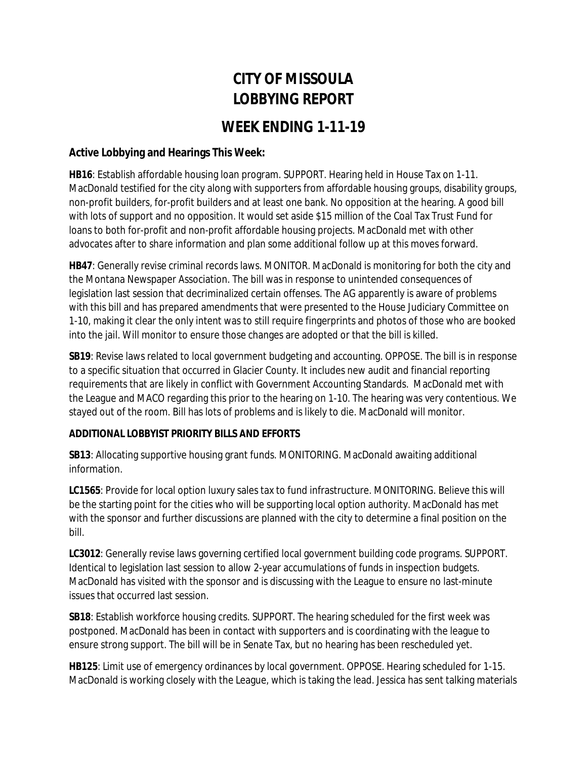# CITY OF MISSOULA
# LOBBYING REPORT

## WEEK ENDING 1-11-19

### Active Lobbying and Hearings This Week:

**HB16**: Establish affordable housing loan program. SUPPORT. Hearing held in House Tax on 1-11. MacDonald testified for the city along with supporters from affordable housing groups, disability groups, non-profit builders, for-profit builders and at least one bank. No opposition at the hearing. A good bill with lots of support and no opposition. It would set aside $15 million of the Coal Tax Trust Fund for loans to both for-profit and non-profit affordable housing projects. MacDonald met with other advocates after to share information and plan some additional follow up at this moves forward.

**HB47**: Generally revise criminal records laws. MONITOR. MacDonald is monitoring for both the city and the Montana Newspaper Association. The bill was in response to unintended consequences of legislation last session that decriminalized certain offenses. The AG apparently is aware of problems with this bill and has prepared amendments that were presented to the House Judiciary Committee on 1-10, making it clear the only intent was to still require fingerprints and photos of those who are booked into the jail. Will monitor to ensure those changes are adopted or that the bill is killed.

**SB19**: Revise laws related to local government budgeting and accounting. OPPOSE. The bill is in response to a specific situation that occurred in Glacier County. It includes new audit and financial reporting requirements that are likely in conflict with Government Accounting Standards. MacDonald met with the League and MACO regarding this prior to the hearing on 1-10. The hearing was very contentious. We stayed out of the room. Bill has lots of problems and is likely to die. MacDonald will monitor.

### ADDITIONAL LOBBYIST PRIORITY BILLS AND EFFORTS

**SB13**: Allocating supportive housing grant funds. MONITORING. MacDonald awaiting additional information.

**LC1565**: Provide for local option luxury sales tax to fund infrastructure. MONITORING. Believe this will be the starting point for the cities who will be supporting local option authority. MacDonald has met with the sponsor and further discussions are planned with the city to determine a final position on the bill.

**LC3012**: Generally revise laws governing certified local government building code programs. SUPPORT. Identical to legislation last session to allow 2-year accumulations of funds in inspection budgets. MacDonald has visited with the sponsor and is discussing with the League to ensure no last-minute issues that occurred last session.

**SB18**: Establish workforce housing credits. SUPPORT. The hearing scheduled for the first week was postponed. MacDonald has been in contact with supporters and is coordinating with the league to ensure strong support. The bill will be in Senate Tax, but no hearing has been rescheduled yet.

**HB125**: Limit use of emergency ordinances by local government. OPPOSE. Hearing scheduled for 1-15. MacDonald is working closely with the League, which is taking the lead. Jessica has sent talking materials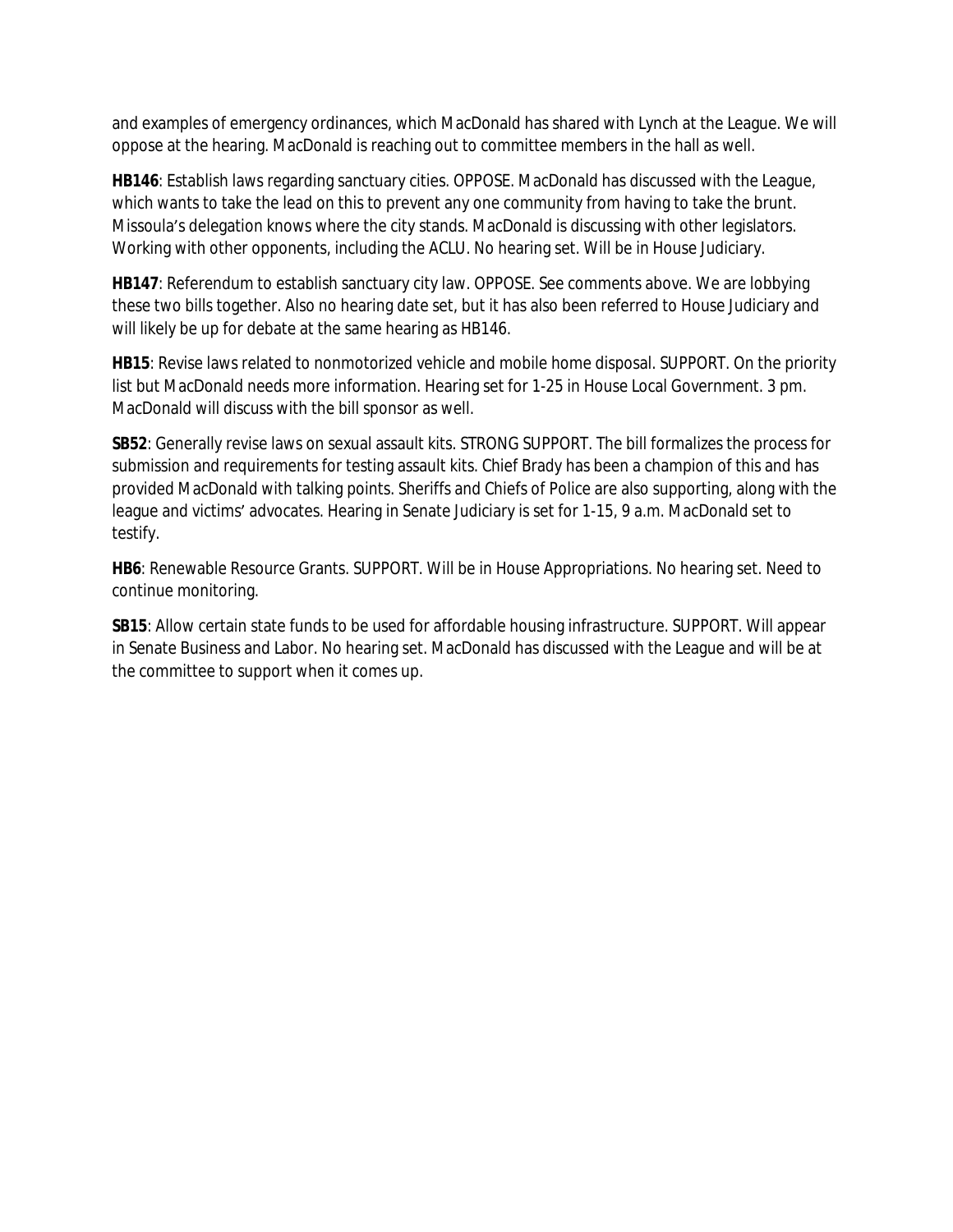and examples of emergency ordinances, which MacDonald has shared with Lynch at the League. We will oppose at the hearing. MacDonald is reaching out to committee members in the hall as well.

**HB146**: Establish laws regarding sanctuary cities. OPPOSE. MacDonald has discussed with the League, which wants to take the lead on this to prevent any one community from having to take the brunt. Missoula's delegation knows where the city stands. MacDonald is discussing with other legislators. Working with other opponents, including the ACLU. No hearing set. Will be in House Judiciary.

**HB147**: Referendum to establish sanctuary city law. OPPOSE. See comments above. We are lobbying these two bills together. Also no hearing date set, but it has also been referred to House Judiciary and will likely be up for debate at the same hearing as HB146.

**HB15**: Revise laws related to nonmotorized vehicle and mobile home disposal. SUPPORT. On the priority list but MacDonald needs more information. Hearing set for 1-25 in House Local Government. 3 pm. MacDonald will discuss with the bill sponsor as well.

**SB52**: Generally revise laws on sexual assault kits. STRONG SUPPORT. The bill formalizes the process for submission and requirements for testing assault kits. Chief Brady has been a champion of this and has provided MacDonald with talking points. Sheriffs and Chiefs of Police are also supporting, along with the league and victims' advocates. Hearing in Senate Judiciary is set for 1-15, 9 a.m. MacDonald set to testify.

**HB6**: Renewable Resource Grants. SUPPORT. Will be in House Appropriations. No hearing set. Need to continue monitoring.

**SB15**: Allow certain state funds to be used for affordable housing infrastructure. SUPPORT. Will appear in Senate Business and Labor. No hearing set. MacDonald has discussed with the League and will be at the committee to support when it comes up.